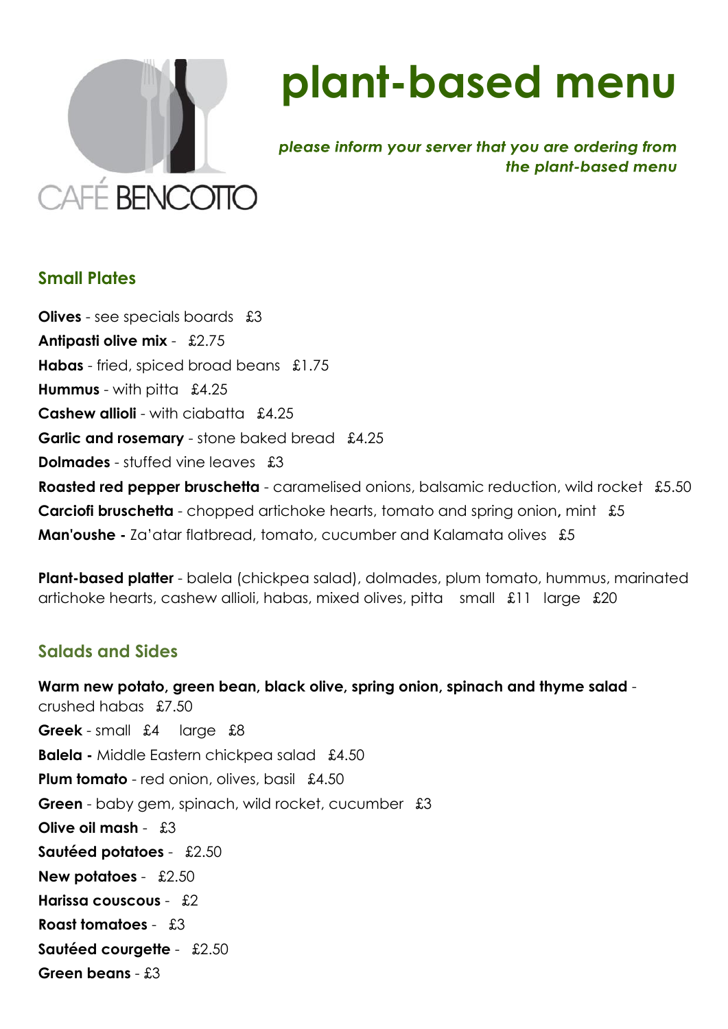CAFÉ BENCOTTO

# plant-based menu

*please inform your server that you are ordering from the plant-based menu*

## Small Plates

**Olives** - see specials boards £3
**Antipasti olive mix** - £2.75
**Habas** - fried, spiced broad beans £1.75
**Hummus** - with pitta £4.25
**Cashew allioli** - with ciabatta £4.25
**Garlic and rosemary** - stone baked bread £4.25
**Dolmades** - stuffed vine leaves £3
**Roasted red pepper bruschetta** - caramelised onions, balsamic reduction, wild rocket £5.50
**Carciofi bruschetta** - chopped artichoke hearts, tomato and spring onion**,** mint £5
**Man'oushe -** Za'atar flatbread, tomato, cucumber and Kalamata olives £5

**Plant-based platter** - balela (chickpea salad), dolmades, plum tomato, hummus, marinated artichoke hearts, cashew allioli, habas, mixed olives, pitta small £11 large £20

## Salads and Sides

**Warm new potato, green bean, black olive, spring onion, spinach and thyme salad** - crushed habas £7.50
**Greek** - small £4 large £8
**Balela -** Middle Eastern chickpea salad £4.50
**Plum tomato** - red onion, olives, basil £4.50
**Green** - baby gem, spinach, wild rocket, cucumber £3
**Olive oil mash** - £3
**Sautéed potatoes** - £2.50
**New potatoes** - £2.50
**Harissa couscous** - £2
**Roast tomatoes** - £3
**Sautéed courgette** - £2.50
**Green beans** - £3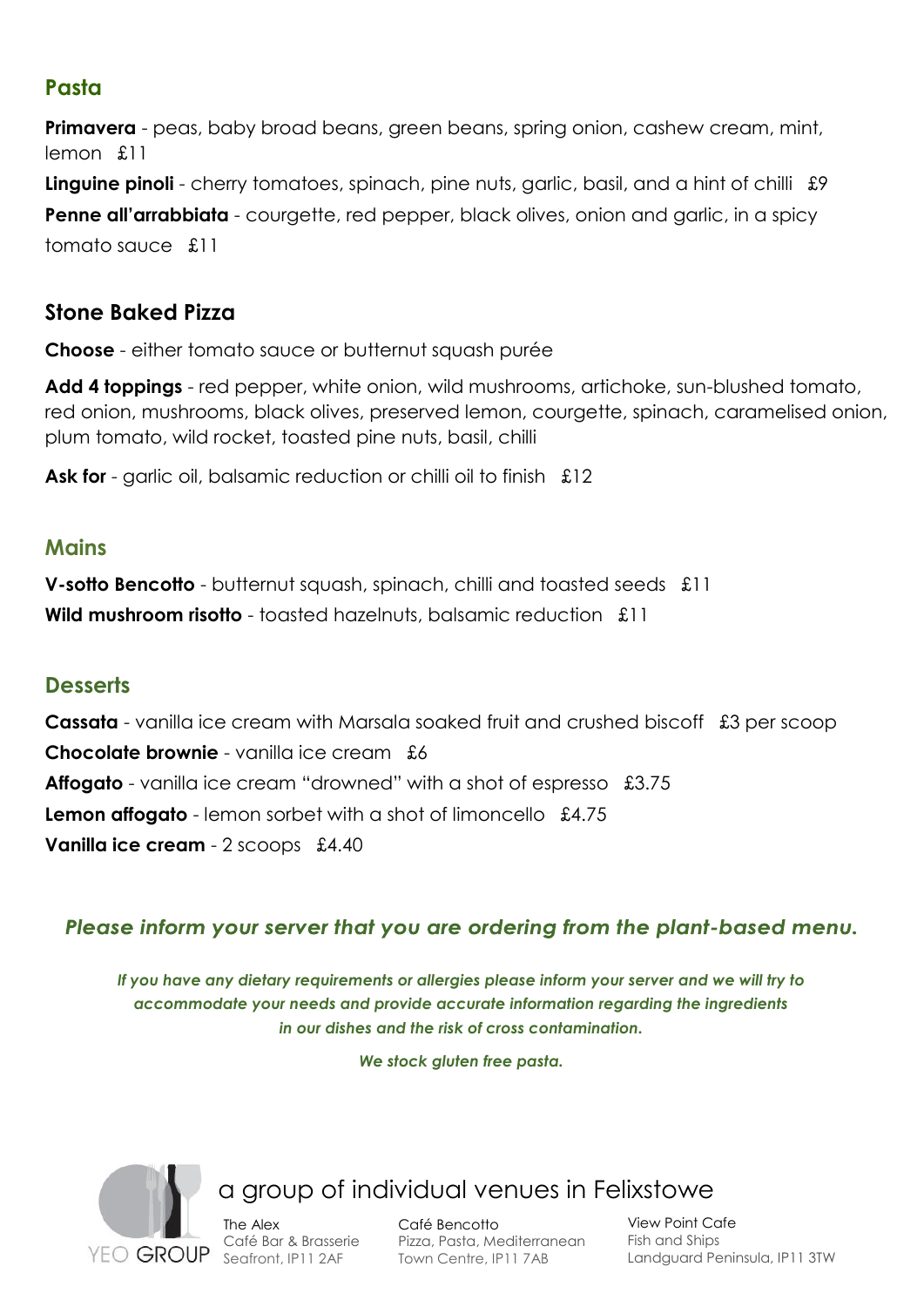## Pasta

**Primavera** - peas, baby broad beans, green beans, spring onion, cashew cream, mint, lemon £11

**Linguine pinoli** - cherry tomatoes, spinach, pine nuts, garlic, basil, and a hint of chilli £9

**Penne all'arrabbiata** - courgette, red pepper, black olives, onion and garlic, in a spicy tomato sauce £11

## Stone Baked Pizza

**Choose** - either tomato sauce or butternut squash purée

**Add 4 toppings** - red pepper, white onion, wild mushrooms, artichoke, sun-blushed tomato, red onion, mushrooms, black olives, preserved lemon, courgette, spinach, caramelised onion, plum tomato, wild rocket, toasted pine nuts, basil, chilli

**Ask for** - garlic oil, balsamic reduction or chilli oil to finish £12

## Mains

**V-sotto Bencotto** - butternut squash, spinach, chilli and toasted seeds £11

**Wild mushroom risotto** - toasted hazelnuts, balsamic reduction £11

## Desserts

**Cassata** - vanilla ice cream with Marsala soaked fruit and crushed biscoff £3 per scoop

**Chocolate brownie** - vanilla ice cream £6

**Affogato** - vanilla ice cream "drowned" with a shot of espresso £3.75

**Lemon affogato** - lemon sorbet with a shot of limoncello £4.75

**Vanilla ice cream** - 2 scoops £4.40

***Please inform your server that you are ordering from the plant-based menu.***

***If you have any dietary requirements or allergies please inform your server and we will try to accommodate your needs and provide accurate information regarding the ingredients in our dishes and the risk of cross contamination.***

***We stock gluten free pasta.***

YEO GROUP

a group of individual venues in Felixstowe

The Alex
Café Bar & Brasserie
Seafront, IP11 2AF

Café Bencotto
Pizza, Pasta, Mediterranean
Town Centre, IP11 7AB

View Point Cafe
Fish and Ships
Landguard Peninsula, IP11 3TW